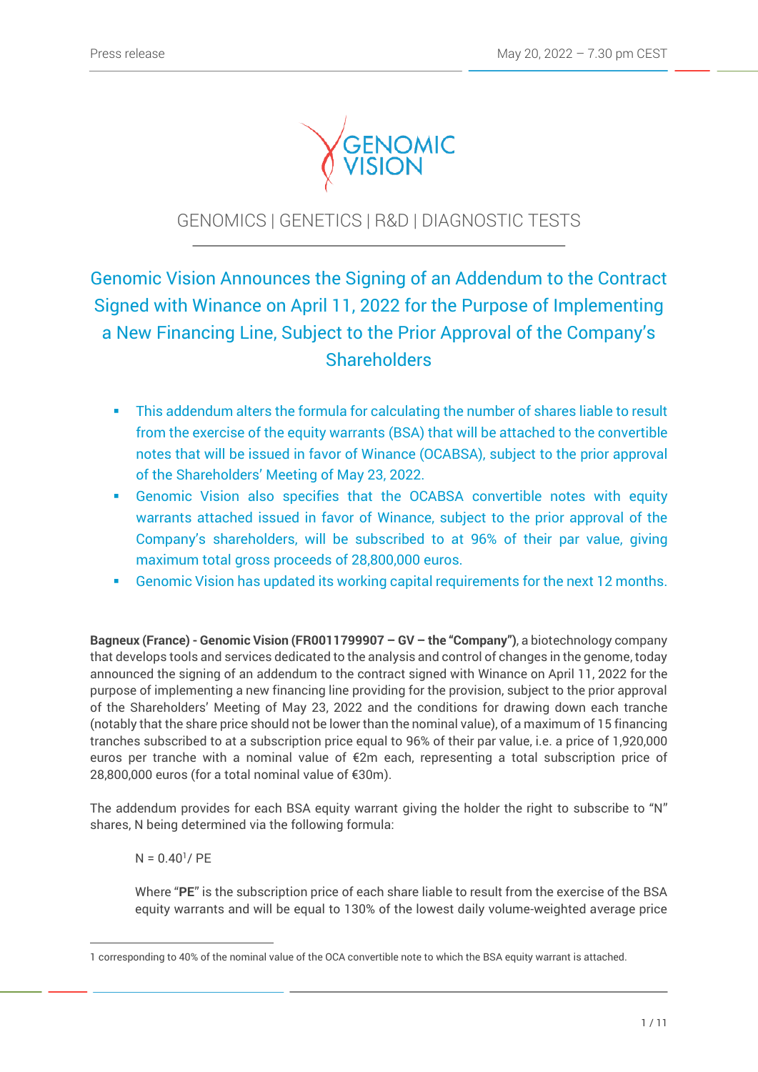Press release

May 20, 2022 – 7.30 pm CEST

GENOMIC VISION

GENOMICS | GENETICS | R&D | DIAGNOSTIC TESTS

# Genomic Vision Announces the Signing of an Addendum to the Contract Signed with Winance on April 11, 2022 for the Purpose of Implementing a New Financing Line, Subject to the Prior Approval of the Company's Shareholders

- This addendum alters the formula for calculating the number of shares liable to result from the exercise of the equity warrants (BSA) that will be attached to the convertible notes that will be issued in favor of Winance (OCABSA), subject to the prior approval of the Shareholders' Meeting of May 23, 2022.
- Genomic Vision also specifies that the OCABSA convertible notes with equity warrants attached issued in favor of Winance, subject to the prior approval of the Company's shareholders, will be subscribed to at 96% of their par value, giving maximum total gross proceeds of 28,800,000 euros.
- Genomic Vision has updated its working capital requirements for the next 12 months.

**Bagneux (France) - Genomic Vision (FR0011799907 – GV – the "Company")**, a biotechnology company that develops tools and services dedicated to the analysis and control of changes in the genome, today announced the signing of an addendum to the contract signed with Winance on April 11, 2022 for the purpose of implementing a new financing line providing for the provision, subject to the prior approval of the Shareholders' Meeting of May 23, 2022 and the conditions for drawing down each tranche (notably that the share price should not be lower than the nominal value), of a maximum of 15 financing tranches subscribed to at a subscription price equal to 96% of their par value, i.e. a price of 1,920,000 euros per tranche with a nominal value of €2m each, representing a total subscription price of 28,800,000 euros (for a total nominal value of €30m).

The addendum provides for each BSA equity warrant giving the holder the right to subscribe to "N" shares, N being determined via the following formula:

N = 0.40[1]/ PE

Where "**PE**" is the subscription price of each share liable to result from the exercise of the BSA equity warrants and will be equal to 130% of the lowest daily volume-weighted average price

1 corresponding to 40% of the nominal value of the OCA convertible note to which the BSA equity warrant is attached.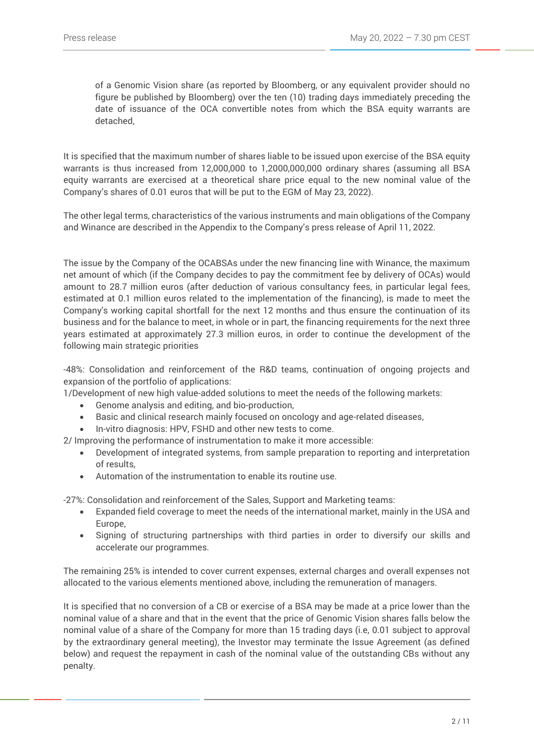of a Genomic Vision share (as reported by Bloomberg, or any equivalent provider should no figure be published by Bloomberg) over the ten (10) trading days immediately preceding the date of issuance of the OCA convertible notes from which the BSA equity warrants are detached,

It is specified that the maximum number of shares liable to be issued upon exercise of the BSA equity warrants is thus increased from 12,000,000 to 1,2000,000,000 ordinary shares (assuming all BSA equity warrants are exercised at a theoretical share price equal to the new nominal value of the Company's shares of 0.01 euros that will be put to the EGM of May 23, 2022).

The other legal terms, characteristics of the various instruments and main obligations of the Company and Winance are described in the Appendix to the Company's press release of April 11, 2022.

The issue by the Company of the OCABSAs under the new financing line with Winance, the maximum net amount of which (if the Company decides to pay the commitment fee by delivery of OCAs) would amount to 28.7 million euros (after deduction of various consultancy fees, in particular legal fees, estimated at 0.1 million euros related to the implementation of the financing), is made to meet the Company's working capital shortfall for the next 12 months and thus ensure the continuation of its business and for the balance to meet, in whole or in part, the financing requirements for the next three years estimated at approximately 27.3 million euros, in order to continue the development of the following main strategic priorities

-48%: Consolidation and reinforcement of the R&D teams, continuation of ongoing projects and expansion of the portfolio of applications:

1/Development of new high value-added solutions to meet the needs of the following markets:

- Genome analysis and editing, and bio-production,
- Basic and clinical research mainly focused on oncology and age-related diseases,
- In-vitro diagnosis: HPV, FSHD and other new tests to come.

2/ Improving the performance of instrumentation to make it more accessible:

- Development of integrated systems, from sample preparation to reporting and interpretation of results,
- Automation of the instrumentation to enable its routine use.

-27%: Consolidation and reinforcement of the Sales, Support and Marketing teams:

- Expanded field coverage to meet the needs of the international market, mainly in the USA and Europe,
- Signing of structuring partnerships with third parties in order to diversify our skills and accelerate our programmes.

The remaining 25% is intended to cover current expenses, external charges and overall expenses not allocated to the various elements mentioned above, including the remuneration of managers.

It is specified that no conversion of a CB or exercise of a BSA may be made at a price lower than the nominal value of a share and that in the event that the price of Genomic Vision shares falls below the nominal value of a share of the Company for more than 15 trading days (i.e, 0.01 subject to approval by the extraordinary general meeting), the Investor may terminate the Issue Agreement (as defined below) and request the repayment in cash of the nominal value of the outstanding CBs without any penalty.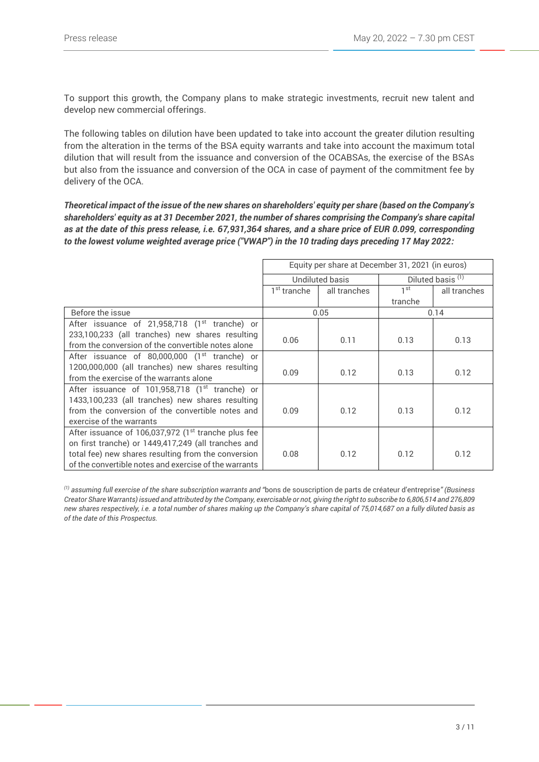To support this growth, the Company plans to make strategic investments, recruit new talent and develop new commercial offerings.

The following tables on dilution have been updated to take into account the greater dilution resulting from the alteration in the terms of the BSA equity warrants and take into account the maximum total dilution that will result from the issuance and conversion of the OCABSAs, the exercise of the BSAs but also from the issuance and conversion of the OCA in case of payment of the commitment fee by delivery of the OCA.

***Theoretical impact of the issue of the new shares on shareholders' equity per share (based on the Company's shareholders' equity as at 31 December 2021, the number of shares comprising the Company's share capital as at the date of this press release, i.e. 67,931,364 shares, and a share price of EUR 0.099, corresponding to the lowest volume weighted average price ("VWAP") in the 10 trading days preceding 17 May 2022:***

| | Equity per share at December 31, 2021 (in euros) | | | |
|---|---|---|---|---|
| | Undiluted basis | | Diluted basis [(1)] | |
| | 1st tranche | all tranches | 1st tranche | all tranches |
| Before the issue | 0.05 | | 0.14 | |
| After issuance of 21,958,718 (1st tranche) or 233,100,233 (all tranches) new shares resulting from the conversion of the convertible notes alone | 0.06 | 0.11 | 0.13 | 0.13 |
| After issuance of 80,000,000 (1st tranche) or 1200,000,000 (all tranches) new shares resulting from the exercise of the warrants alone | 0.09 | 0.12 | 0.13 | 0.12 |
| After issuance of 101,958,718 (1st tranche) or 1433,100,233 (all tranches) new shares resulting from the conversion of the convertible notes and exercise of the warrants | 0.09 | 0.12 | 0.13 | 0.12 |
| After issuance of 106,037,972 (1st tranche plus fee on first tranche) or 1449,417,249 (all tranches and total fee) new shares resulting from the conversion of the convertible notes and exercise of the warrants | 0.08 | 0.12 | 0.12 | 0.12 |

*[(1)] assuming full exercise of the share subscription warrants and "*bons de souscription de parts de créateur d'entreprise*" (Business Creator Share Warrants) issued and attributed by the Company, exercisable or not, giving the right to subscribe to 6,806,514 and 276,809 new shares respectively, i.e. a total number of shares making up the Company's share capital of 75,014,687 on a fully diluted basis as of the date of this Prospectus.*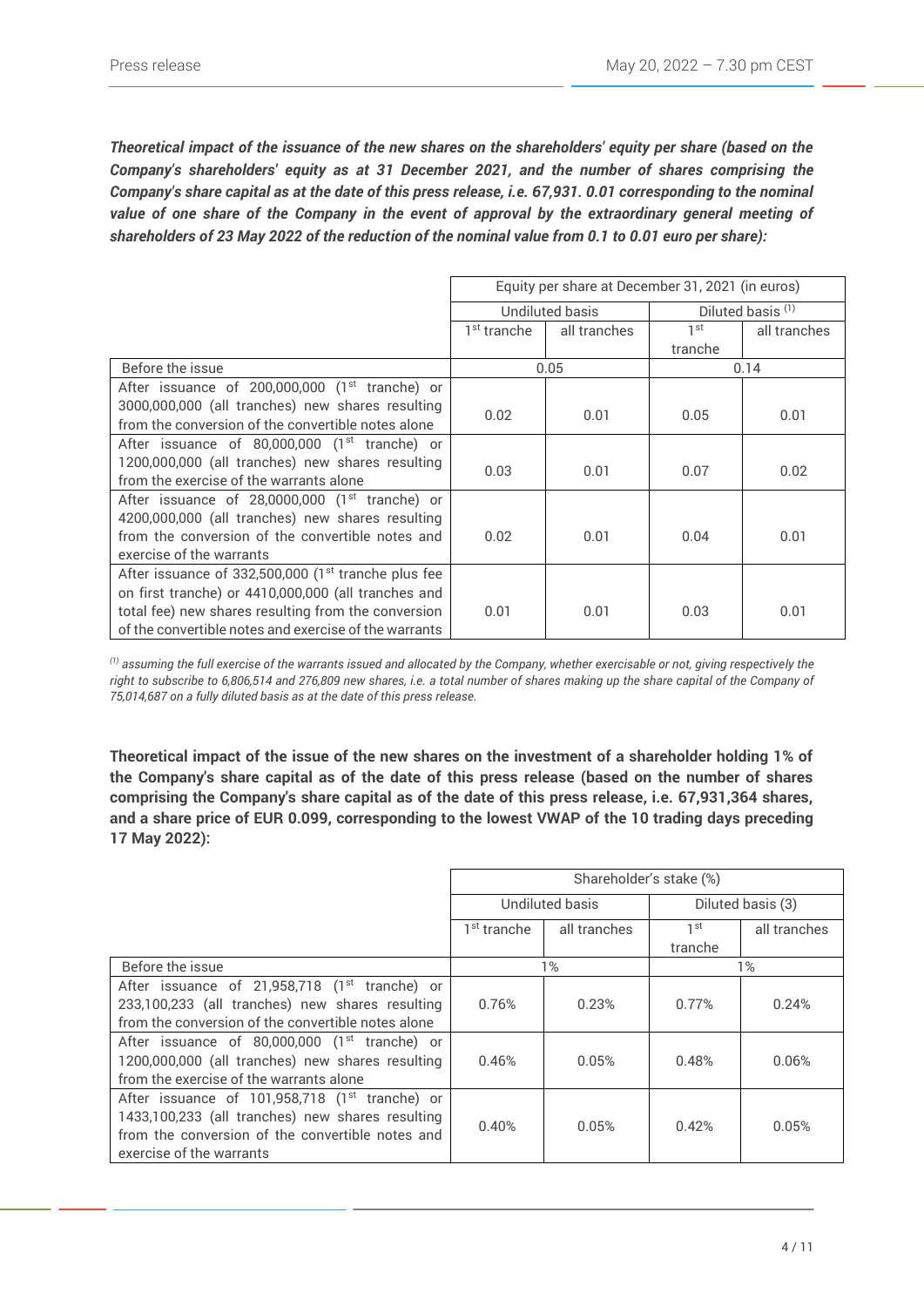***Theoretical impact of the issuance of the new shares on the shareholders' equity per share (based on the Company's shareholders' equity as at 31 December 2021, and the number of shares comprising the Company's share capital as at the date of this press release, i.e. 67,931. 0.01 corresponding to the nominal value of one share of the Company in the event of approval by the extraordinary general meeting of shareholders of 23 May 2022 of the reduction of the nominal value from 0.1 to 0.01 euro per share):***

| | Equity per share at December 31, 2021 (in euros) | | | |
|---|---|---|---|---|
| | Undiluted basis | | Diluted basis [(1)] | |
| | 1st tranche | all tranches | 1st tranche | all tranches |
| Before the issue | 0.05 | | 0.14 | |
| After issuance of 200,000,000 (1st tranche) or 3000,000,000 (all tranches) new shares resulting from the conversion of the convertible notes alone | 0.02 | 0.01 | 0.05 | 0.01 |
| After issuance of 80,000,000 (1st tranche) or 1200,000,000 (all tranches) new shares resulting from the exercise of the warrants alone | 0.03 | 0.01 | 0.07 | 0.02 |
| After issuance of 28,0000,000 (1st tranche) or 4200,000,000 (all tranches) new shares resulting from the conversion of the convertible notes and exercise of the warrants | 0.02 | 0.01 | 0.04 | 0.01 |
| After issuance of 332,500,000 (1st tranche plus fee on first tranche) or 4410,000,000 (all tranches and total fee) new shares resulting from the conversion of the convertible notes and exercise of the warrants | 0.01 | 0.01 | 0.03 | 0.01 |

*[(1)] assuming the full exercise of the warrants issued and allocated by the Company, whether exercisable or not, giving respectively the right to subscribe to 6,806,514 and 276,809 new shares, i.e. a total number of shares making up the share capital of the Company of 75,014,687 on a fully diluted basis as at the date of this press release.*

**Theoretical impact of the issue of the new shares on the investment of a shareholder holding 1% of the Company's share capital as of the date of this press release (based on the number of shares comprising the Company's share capital as of the date of this press release, i.e. 67,931,364 shares, and a share price of EUR 0.099, corresponding to the lowest VWAP of the 10 trading days preceding 17 May 2022):**

| | Shareholder's stake (%) | | | |
|---|---|---|---|---|
| | Undiluted basis | | Diluted basis (3) | |
| | 1st tranche | all tranches | 1st tranche | all tranches |
| Before the issue | 1% | | 1% | |
| After issuance of 21,958,718 (1st tranche) or 233,100,233 (all tranches) new shares resulting from the conversion of the convertible notes alone | 0.76% | 0.23% | 0.77% | 0.24% |
| After issuance of 80,000,000 (1st tranche) or 1200,000,000 (all tranches) new shares resulting from the exercise of the warrants alone | 0.46% | 0.05% | 0.48% | 0.06% |
| After issuance of 101,958,718 (1st tranche) or 1433,100,233 (all tranches) new shares resulting from the conversion of the convertible notes and exercise of the warrants | 0.40% | 0.05% | 0.42% | 0.05% |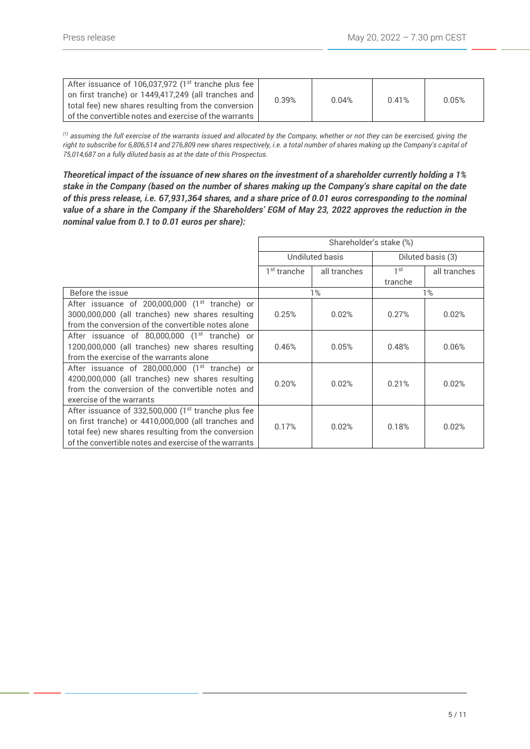| After issuance of 106,037,972 (1st tranche plus fee on first tranche) or 1449,417,249 (all tranches and total fee) new shares resulting from the conversion of the convertible notes and exercise of the warrants | 0.39% | 0.04% | 0.41% | 0.05% |
|---|---|---|---|---|

*(1) assuming the full exercise of the warrants issued and allocated by the Company, whether or not they can be exercised, giving the right to subscribe for 6,806,514 and 276,809 new shares respectively, i.e. a total number of shares making up the Company's capital of 75,014,687 on a fully diluted basis as at the date of this Prospectus.*

***Theoretical impact of the issuance of new shares on the investment of a shareholder currently holding a 1% stake in the Company (based on the number of shares making up the Company's share capital on the date of this press release, i.e. 67,931,364 shares, and a share price of 0.01 euros corresponding to the nominal value of a share in the Company if the Shareholders' EGM of May 23, 2022 approves the reduction in the nominal value from 0.1 to 0.01 euros per share):***

| | Shareholder's stake (%) | | | |
|---|---|---|---|---|
| | Undiluted basis | | Diluted basis (3) | |
| | 1st tranche | all tranches | 1st tranche | all tranches |
| Before the issue | 1% | | 1% | |
| After issuance of 200,000,000 (1st tranche) or 3000,000,000 (all tranches) new shares resulting from the conversion of the convertible notes alone | 0.25% | 0.02% | 0.27% | 0.02% |
| After issuance of 80,000,000 (1st tranche) or 1200,000,000 (all tranches) new shares resulting from the exercise of the warrants alone | 0.46% | 0.05% | 0.48% | 0.06% |
| After issuance of 280,000,000 (1st tranche) or 4200,000,000 (all tranches) new shares resulting from the conversion of the convertible notes and exercise of the warrants | 0.20% | 0.02% | 0.21% | 0.02% |
| After issuance of 332,500,000 (1st tranche plus fee on first tranche) or 4410,000,000 (all tranches and total fee) new shares resulting from the conversion of the convertible notes and exercise of the warrants | 0.17% | 0.02% | 0.18% | 0.02% |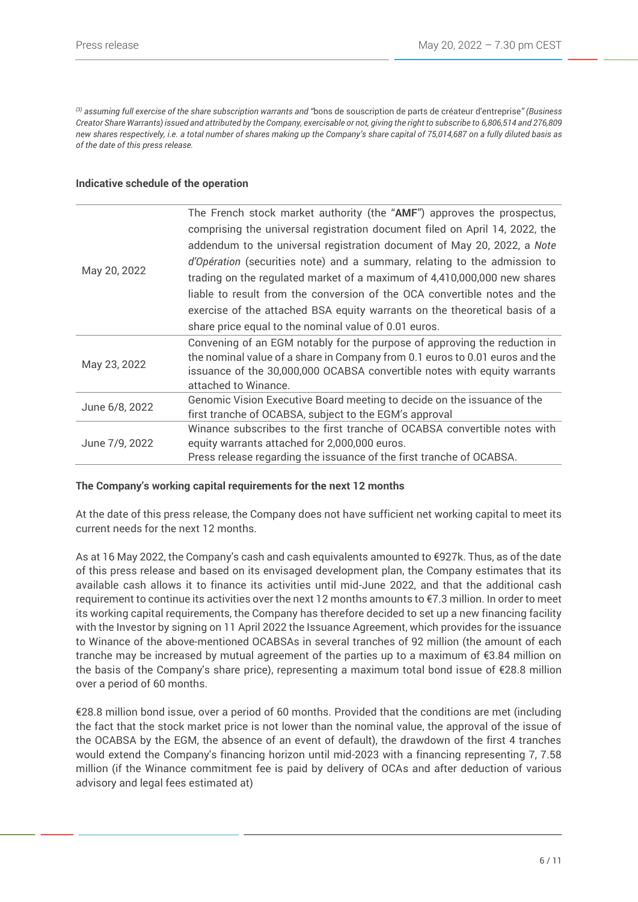*[3] assuming full exercise of the share subscription warrants and "*bons de souscription de parts de créateur d'entreprise*" (Business Creator Share Warrants) issued and attributed by the Company, exercisable or not, giving the right to subscribe to 6,806,514 and 276,809 new shares respectively, i.e. a total number of shares making up the Company's share capital of 75,014,687 on a fully diluted basis as of the date of this press release.*

**Indicative schedule of the operation**

| | |
|---|---|
| May 20, 2022 | The French stock market authority (the "**AMF**") approves the prospectus, comprising the universal registration document filed on April 14, 2022, the addendum to the universal registration document of May 20, 2022, a *Note d'Opération* (securities note) and a summary, relating to the admission to trading on the regulated market of a maximum of 4,410,000,000 new shares liable to result from the conversion of the OCA convertible notes and the exercise of the attached BSA equity warrants on the theoretical basis of a share price equal to the nominal value of 0.01 euros. |
| May 23, 2022 | Convening of an EGM notably for the purpose of approving the reduction in the nominal value of a share in Company from 0.1 euros to 0.01 euros and the issuance of the 30,000,000 OCABSA convertible notes with equity warrants attached to Winance. |
| June 6/8, 2022 | Genomic Vision Executive Board meeting to decide on the issuance of the first tranche of OCABSA, subject to the EGM's approval |
| June 7/9, 2022 | Winance subscribes to the first tranche of OCABSA convertible notes with equity warrants attached for 2,000,000 euros.<br>Press release regarding the issuance of the first tranche of OCABSA. |

**The Company's working capital requirements for the next 12 months**

At the date of this press release, the Company does not have sufficient net working capital to meet its current needs for the next 12 months.

As at 16 May 2022, the Company's cash and cash equivalents amounted to €927k. Thus, as of the date of this press release and based on its envisaged development plan, the Company estimates that its available cash allows it to finance its activities until mid-June 2022, and that the additional cash requirement to continue its activities over the next 12 months amounts to €7.3 million. In order to meet its working capital requirements, the Company has therefore decided to set up a new financing facility with the Investor by signing on 11 April 2022 the Issuance Agreement, which provides for the issuance to Winance of the above-mentioned OCABSAs in several tranches of 92 million (the amount of each tranche may be increased by mutual agreement of the parties up to a maximum of €3.84 million on the basis of the Company's share price), representing a maximum total bond issue of €28.8 million over a period of 60 months.

€28.8 million bond issue, over a period of 60 months. Provided that the conditions are met (including the fact that the stock market price is not lower than the nominal value, the approval of the issue of the OCABSA by the EGM, the absence of an event of default), the drawdown of the first 4 tranches would extend the Company's financing horizon until mid-2023 with a financing representing 7, 7.58 million (if the Winance commitment fee is paid by delivery of OCAs and after deduction of various advisory and legal fees estimated at)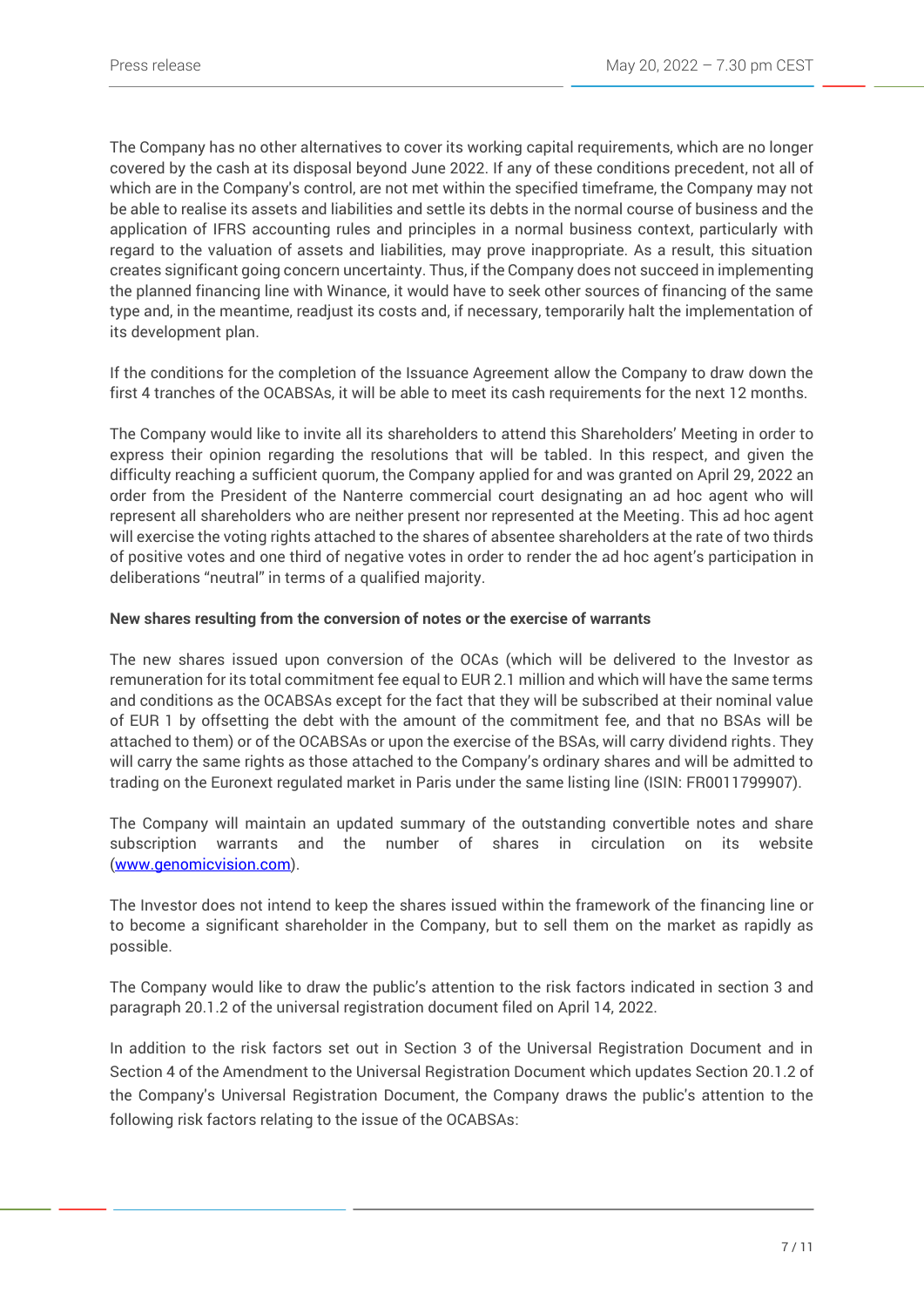The Company has no other alternatives to cover its working capital requirements, which are no longer covered by the cash at its disposal beyond June 2022. If any of these conditions precedent, not all of which are in the Company's control, are not met within the specified timeframe, the Company may not be able to realise its assets and liabilities and settle its debts in the normal course of business and the application of IFRS accounting rules and principles in a normal business context, particularly with regard to the valuation of assets and liabilities, may prove inappropriate. As a result, this situation creates significant going concern uncertainty. Thus, if the Company does not succeed in implementing the planned financing line with Winance, it would have to seek other sources of financing of the same type and, in the meantime, readjust its costs and, if necessary, temporarily halt the implementation of its development plan.

If the conditions for the completion of the Issuance Agreement allow the Company to draw down the first 4 tranches of the OCABSAs, it will be able to meet its cash requirements for the next 12 months.

The Company would like to invite all its shareholders to attend this Shareholders' Meeting in order to express their opinion regarding the resolutions that will be tabled. In this respect, and given the difficulty reaching a sufficient quorum, the Company applied for and was granted on April 29, 2022 an order from the President of the Nanterre commercial court designating an ad hoc agent who will represent all shareholders who are neither present nor represented at the Meeting. This ad hoc agent will exercise the voting rights attached to the shares of absentee shareholders at the rate of two thirds of positive votes and one third of negative votes in order to render the ad hoc agent's participation in deliberations "neutral" in terms of a qualified majority.

**New shares resulting from the conversion of notes or the exercise of warrants**

The new shares issued upon conversion of the OCAs (which will be delivered to the Investor as remuneration for its total commitment fee equal to EUR 2.1 million and which will have the same terms and conditions as the OCABSAs except for the fact that they will be subscribed at their nominal value of EUR 1 by offsetting the debt with the amount of the commitment fee, and that no BSAs will be attached to them) or of the OCABSAs or upon the exercise of the BSAs, will carry dividend rights. They will carry the same rights as those attached to the Company's ordinary shares and will be admitted to trading on the Euronext regulated market in Paris under the same listing line (ISIN: FR0011799907).

The Company will maintain an updated summary of the outstanding convertible notes and share subscription warrants and the number of shares in circulation on its website (www.genomicvision.com).

The Investor does not intend to keep the shares issued within the framework of the financing line or to become a significant shareholder in the Company, but to sell them on the market as rapidly as possible.

The Company would like to draw the public's attention to the risk factors indicated in section 3 and paragraph 20.1.2 of the universal registration document filed on April 14, 2022.

In addition to the risk factors set out in Section 3 of the Universal Registration Document and in Section 4 of the Amendment to the Universal Registration Document which updates Section 20.1.2 of the Company's Universal Registration Document, the Company draws the public's attention to the following risk factors relating to the issue of the OCABSAs: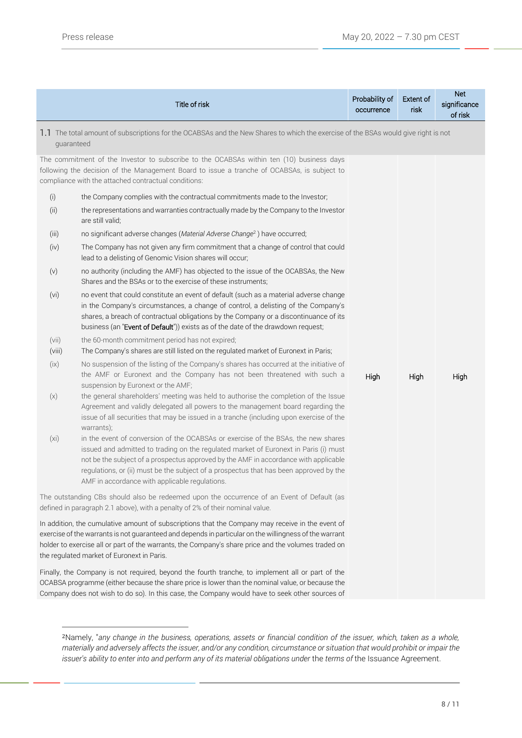| Title of risk | Probability of occurrence | Extent of risk | Net significance of risk |
| --- | --- | --- | --- |
| **1.1** The total amount of subscriptions for the OCABSAs and the New Shares to which the exercise of the BSAs would give right is not guaranteed | | | |
| The commitment of the Investor to subscribe to the OCABSAs within ten (10) business days following the decision of the Management Board to issue a tranche of OCABSAs, is subject to compliance with the attached contractual conditions:<br><br>(i) the Company complies with the contractual commitments made to the Investor;<br>(ii) the representations and warranties contractually made by the Company to the Investor are still valid;<br>(iii) no significant adverse changes (*Material Adverse Change*[2] ) have occurred;<br>(iv) The Company has not given any firm commitment that a change of control that could lead to a delisting of Genomic Vision shares will occur;<br>(v) no authority (including the AMF) has objected to the issue of the OCABSAs, the New Shares and the BSAs or to the exercise of these instruments;<br>(vi) no event that could constitute an event of default (such as a material adverse change in the Company's circumstances, a change of control, a delisting of the Company's shares, a breach of contractual obligations by the Company or a discontinuance of its business (an "**Event of Default**")) exists as of the date of the drawdown request;<br>(vii) the 60-month commitment period has not expired;<br>(viii) The Company's shares are still listed on the regulated market of Euronext in Paris;<br>(ix) No suspension of the listing of the Company's shares has occurred at the initiative of the AMF or Euronext and the Company has not been threatened with such a suspension by Euronext or the AMF;<br>(x) the general shareholders' meeting was held to authorise the completion of the Issue Agreement and validly delegated all powers to the management board regarding the issue of all securities that may be issued in a tranche (including upon exercise of the warrants);<br>(xi) in the event of conversion of the OCABSAs or exercise of the BSAs, the new shares issued and admitted to trading on the regulated market of Euronext in Paris (i) must not be the subject of a prospectus approved by the AMF in accordance with applicable regulations, or (ii) must be the subject of a prospectus that has been approved by the AMF in accordance with applicable regulations.<br><br>The outstanding CBs should also be redeemed upon the occurrence of an Event of Default (as defined in paragraph 2.1 above), with a penalty of 2% of their nominal value.<br><br>In addition, the cumulative amount of subscriptions that the Company may receive in the event of exercise of the warrants is not guaranteed and depends in particular on the willingness of the warrant holder to exercise all or part of the warrants, the Company's share price and the volumes traded on the regulated market of Euronext in Paris.<br><br>Finally, the Company is not required, beyond the fourth tranche, to implement all or part of the OCABSA programme (either because the share price is lower than the nominal value, or because the Company does not wish to do so). In this case, the Company would have to seek other sources of | High | High | High |

[2] Namely, "*any change in the business, operations, assets or financial condition of the issuer, which, taken as a whole, materially and adversely affects the issuer, and/or any condition, circumstance or situation that would prohibit or impair the issuer's ability to enter into and perform any of its material obligations under* the *terms of* the Issuance Agreement.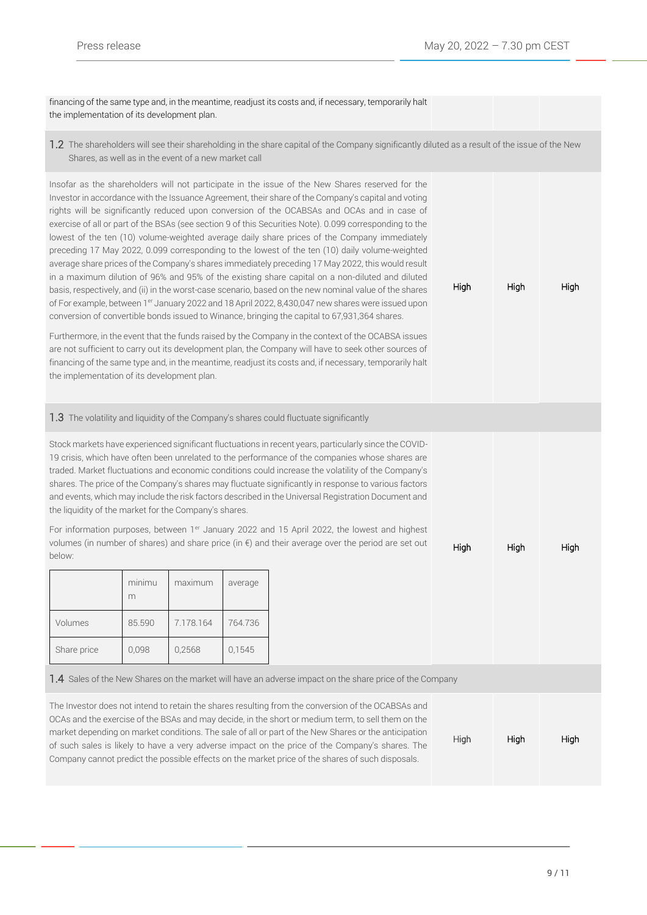financing of the same type and, in the meantime, readjust its costs and, if necessary, temporarily halt the implementation of its development plan.

**1.2** The shareholders will see their shareholding in the share capital of the Company significantly diluted as a result of the issue of the New Shares, as well as in the event of a new market call

| | | | |
|---|---|---|---|
| Insofar as the shareholders will not participate in the issue of the New Shares reserved for the Investor in accordance with the Issuance Agreement, their share of the Company's capital and voting rights will be significantly reduced upon conversion of the OCABSAs and OCAs and in case of exercise of all or part of the BSAs (see section 9 of this Securities Note). 0.099 corresponding to the lowest of the ten (10) volume-weighted average daily share prices of the Company immediately preceding 17 May 2022, 0.099 corresponding to the lowest of the ten (10) daily volume-weighted average share prices of the Company's shares immediately preceding 17 May 2022, this would result in a maximum dilution of 96% and 95% of the existing share capital on a non-diluted and diluted basis, respectively, and (ii) in the worst-case scenario, based on the new nominal value of the shares of For example, between 1er January 2022 and 18 April 2022, 8,430,047 new shares were issued upon conversion of convertible bonds issued to Winance, bringing the capital to 67,931,364 shares.<br><br>Furthermore, in the event that the funds raised by the Company in the context of the OCABSA issues are not sufficient to carry out its development plan, the Company will have to seek other sources of financing of the same type and, in the meantime, readjust its costs and, if necessary, temporarily halt the implementation of its development plan. | High | High | High |

**1.3** The volatility and liquidity of the Company's shares could fluctuate significantly

Stock markets have experienced significant fluctuations in recent years, particularly since the COVID-19 crisis, which have often been unrelated to the performance of the companies whose shares are traded. Market fluctuations and economic conditions could increase the volatility of the Company's shares. The price of the Company's shares may fluctuate significantly in response to various factors and events, which may include the risk factors described in the Universal Registration Document and the liquidity of the market for the Company's shares.

For information purposes, between 1er January 2022 and 15 April 2022, the lowest and highest volumes (in number of shares) and share price (in €) and their average over the period are set out below:

| | minimum | maximum | average |
|---|---|---|---|
| Volumes | 85.590 | 7.178.164 | 764.736 |
| Share price | 0,098 | 0,2568 | 0,1545 |

Risk assessment: High | High | High

**1.4** Sales of the New Shares on the market will have an adverse impact on the share price of the Company

| | | | |
|---|---|---|---|
| The Investor does not intend to retain the shares resulting from the conversion of the OCABSAs and OCAs and the exercise of the BSAs and may decide, in the short or medium term, to sell them on the market depending on market conditions. The sale of all or part of the New Shares or the anticipation of such sales is likely to have a very adverse impact on the price of the Company's shares. The Company cannot predict the possible effects on the market price of the shares of such disposals. | High | High | High |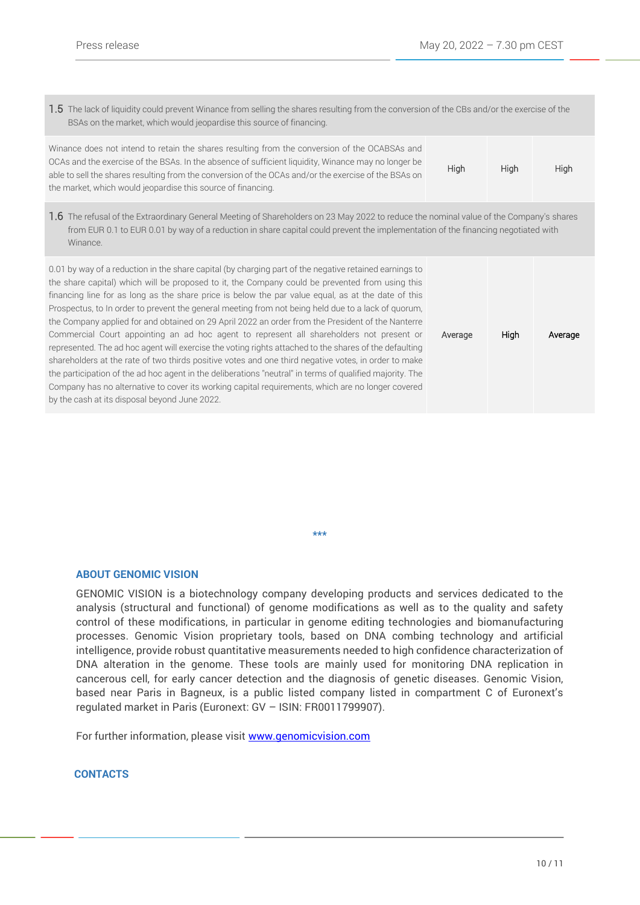| | | | |
|---|---|---|---|
| **1.5** The lack of liquidity could prevent Winance from selling the shares resulting from the conversion of the CBs and/or the exercise of the BSAs on the market, which would jeopardise this source of financing. | | | |
| Winance does not intend to retain the shares resulting from the conversion of the OCABSAs and OCAs and the exercise of the BSAs. In the absence of sufficient liquidity, Winance may no longer be able to sell the shares resulting from the conversion of the OCAs and/or the exercise of the BSAs on the market, which would jeopardise this source of financing. | High | High | High |
| **1.6** The refusal of the Extraordinary General Meeting of Shareholders on 23 May 2022 to reduce the nominal value of the Company's shares from EUR 0.1 to EUR 0.01 by way of a reduction in share capital could prevent the implementation of the financing negotiated with Winance. | | | |
| 0.01 by way of a reduction in the share capital (by charging part of the negative retained earnings to the share capital) which will be proposed to it, the Company could be prevented from using this financing line for as long as the share price is below the par value equal, as at the date of this Prospectus, to In order to prevent the general meeting from not being held due to a lack of quorum, the Company applied for and obtained on 29 April 2022 an order from the President of the Nanterre Commercial Court appointing an ad hoc agent to represent all shareholders not present or represented. The ad hoc agent will exercise the voting rights attached to the shares of the defaulting shareholders at the rate of two thirds positive votes and one third negative votes, in order to make the participation of the ad hoc agent in the deliberations "neutral" in terms of qualified majority. The Company has no alternative to cover its working capital requirements, which are no longer covered by the cash at its disposal beyond June 2022. | Average | High | Average |

***

## ABOUT GENOMIC VISION

GENOMIC VISION is a biotechnology company developing products and services dedicated to the analysis (structural and functional) of genome modifications as well as to the quality and safety control of these modifications, in particular in genome editing technologies and biomanufacturing processes. Genomic Vision proprietary tools, based on DNA combing technology and artificial intelligence, provide robust quantitative measurements needed to high confidence characterization of DNA alteration in the genome. These tools are mainly used for monitoring DNA replication in cancerous cell, for early cancer detection and the diagnosis of genetic diseases. Genomic Vision, based near Paris in Bagneux, is a public listed company listed in compartment C of Euronext's regulated market in Paris (Euronext: GV – ISIN: FR0011799907).

For further information, please visit [www.genomicvision.com](http://www.genomicvision.com)

## CONTACTS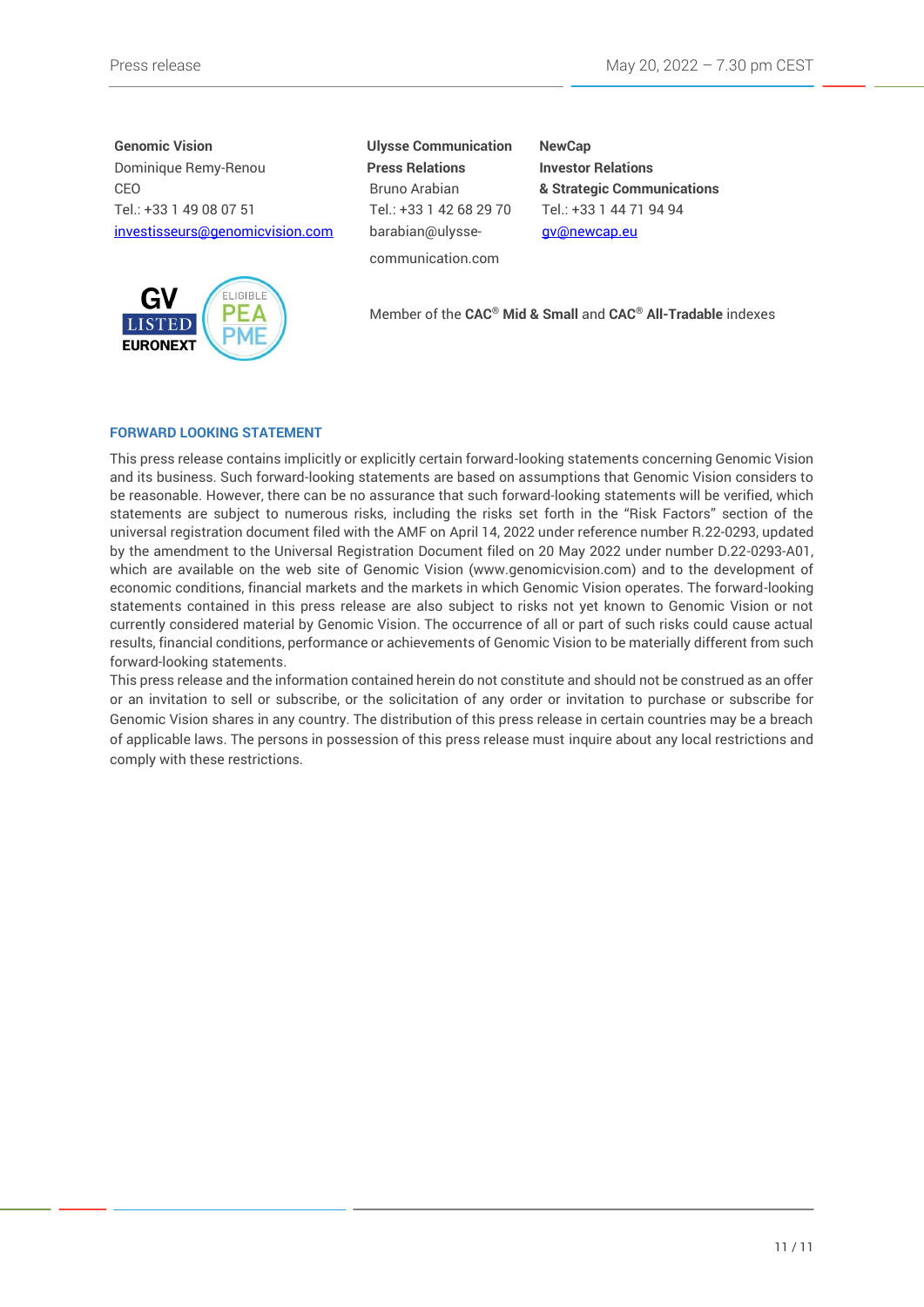**Genomic Vision**
Dominique Remy-Renou
CEO
Tel.: +33 1 49 08 07 51
investisseurs@genomicvision.com

**Ulysse Communication**
**Press Relations**
Bruno Arabian
Tel.: +33 1 42 68 29 70
barabian@ulysse-communication.com

**NewCap**
**Investor Relations**
**& Strategic Communications**
Tel.: +33 1 44 71 94 94
gv@newcap.eu

GV LISTED EURONEXT

ELIGIBLE PEA PME

Member of the **CAC® Mid & Small** and **CAC® All-Tradable** indexes

## FORWARD LOOKING STATEMENT

This press release contains implicitly or explicitly certain forward-looking statements concerning Genomic Vision and its business. Such forward-looking statements are based on assumptions that Genomic Vision considers to be reasonable. However, there can be no assurance that such forward-looking statements will be verified, which statements are subject to numerous risks, including the risks set forth in the "Risk Factors" section of the universal registration document filed with the AMF on April 14, 2022 under reference number R.22-0293, updated by the amendment to the Universal Registration Document filed on 20 May 2022 under number D.22-0293-A01, which are available on the web site of Genomic Vision (www.genomicvision.com) and to the development of economic conditions, financial markets and the markets in which Genomic Vision operates. The forward-looking statements contained in this press release are also subject to risks not yet known to Genomic Vision or not currently considered material by Genomic Vision. The occurrence of all or part of such risks could cause actual results, financial conditions, performance or achievements of Genomic Vision to be materially different from such forward-looking statements.

This press release and the information contained herein do not constitute and should not be construed as an offer or an invitation to sell or subscribe, or the solicitation of any order or invitation to purchase or subscribe for Genomic Vision shares in any country. The distribution of this press release in certain countries may be a breach of applicable laws. The persons in possession of this press release must inquire about any local restrictions and comply with these restrictions.